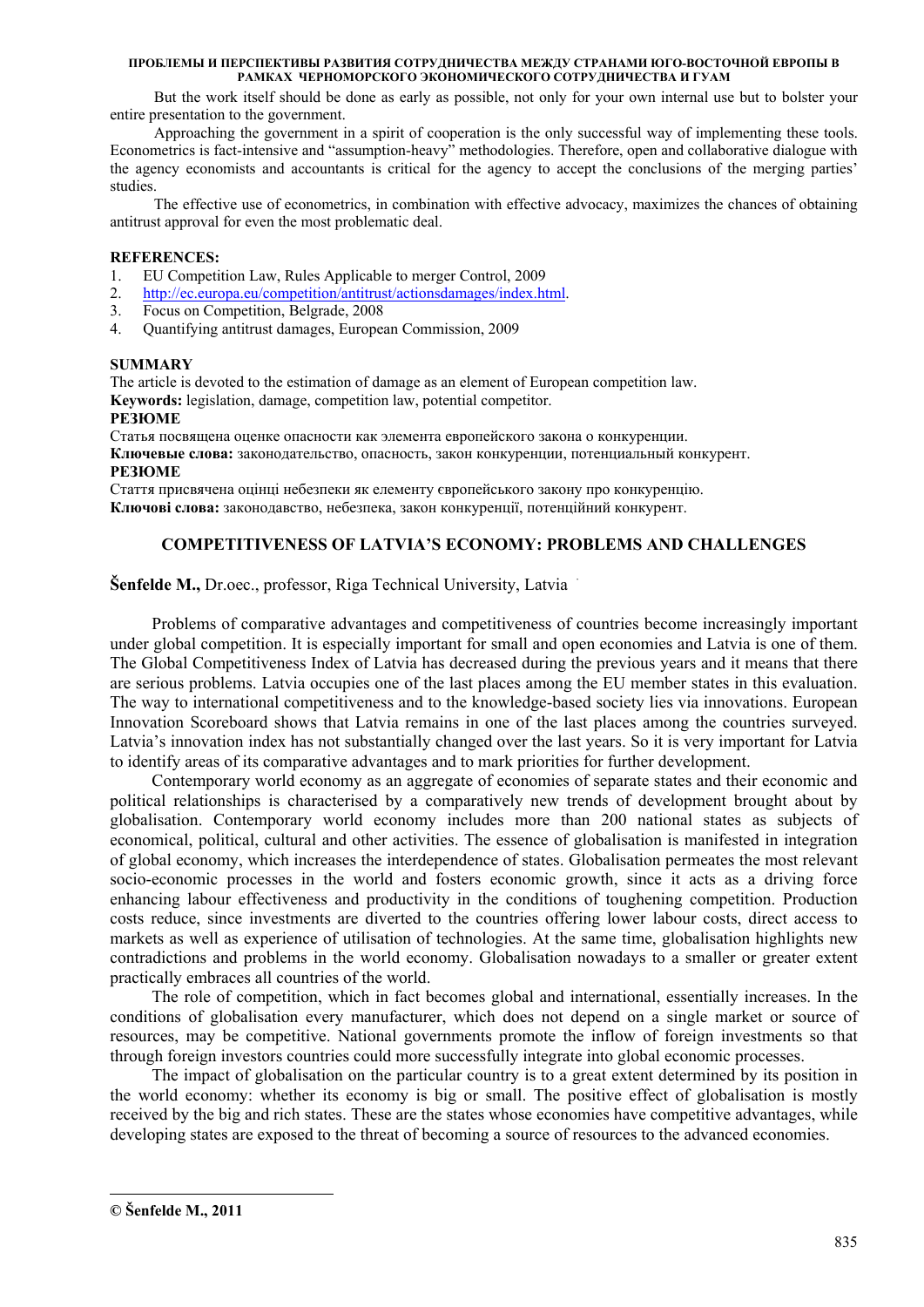But the work itself should be done as early as possible, not only for your own internal use but to bolster your entire presentation to the government.

Approaching the government in a spirit of cooperation is the only successful way of implementing these tools. Econometrics is fact-intensive and "assumption-heavy" methodologies. Therefore, open and collaborative dialogue with the agency economists and accountants is critical for the agency to accept the conclusions of the merging parties' studies.

The effective use of econometrics, in combination with effective advocacy, maximizes the chances of obtaining antitrust approval for even the most problematic deal.

**REFERENCES:**

1. EU Competition Law, Rules Applicable to merger Control, 2009
2. http://ec.europa.eu/competition/antitrust/actionsdamages/index.html.
3. Focus on Competition, Belgrade, 2008
4. Quantifying antitrust damages, European Commission, 2009

**SUMMARY**

The article is devoted to the estimation of damage as an element of European competition law.

**Keywords:** legislation, damage, competition law, potential competitor.

**РЕЗЮМЕ**

Статья посвящена оценке опасности как элемента европейского закона о конкуренции.

**Ключевые слова:** законодательство, опасность, закон конкуренции, потенциальный конкурент.

**РЕЗЮМЕ**

Стаття присвячена оцінці небезпеки як елементу європейського закону про конкуренцію.

**Ключові слова:** законодавство, небезпека, закон конкуренції, потенційний конкурент.

## COMPETITIVENESS OF LATVIA'S ECONOMY: PROBLEMS AND CHALLENGES

**Šenfelde M.,** Dr.oec., professor, Riga Technical University, Latvia

Problems of comparative advantages and competitiveness of countries become increasingly important under global competition. It is especially important for small and open economies and Latvia is one of them. The Global Competitiveness Index of Latvia has decreased during the previous years and it means that there are serious problems. Latvia occupies one of the last places among the EU member states in this evaluation. The way to international competitiveness and to the knowledge-based society lies via innovations. European Innovation Scoreboard shows that Latvia remains in one of the last places among the countries surveyed. Latvia's innovation index has not substantially changed over the last years. So it is very important for Latvia to identify areas of its comparative advantages and to mark priorities for further development.

Contemporary world economy as an aggregate of economies of separate states and their economic and political relationships is characterised by a comparatively new trends of development brought about by globalisation. Contemporary world economy includes more than 200 national states as subjects of economical, political, cultural and other activities. The essence of globalisation is manifested in integration of global economy, which increases the interdependence of states. Globalisation permeates the most relevant socio-economic processes in the world and fosters economic growth, since it acts as a driving force enhancing labour effectiveness and productivity in the conditions of toughening competition. Production costs reduce, since investments are diverted to the countries offering lower labour costs, direct access to markets as well as experience of utilisation of technologies. At the same time, globalisation highlights new contradictions and problems in the world economy. Globalisation nowadays to a smaller or greater extent practically embraces all countries of the world.

The role of competition, which in fact becomes global and international, essentially increases. In the conditions of globalisation every manufacturer, which does not depend on a single market or source of resources, may be competitive. National governments promote the inflow of foreign investments so that through foreign investors countries could more successfully integrate into global economic processes.

The impact of globalisation on the particular country is to a great extent determined by its position in the world economy: whether its economy is big or small. The positive effect of globalisation is mostly received by the big and rich states. These are the states whose economies have competitive advantages, while developing states are exposed to the threat of becoming a source of resources to the advanced economies.

**© Šenfelde M., 2011**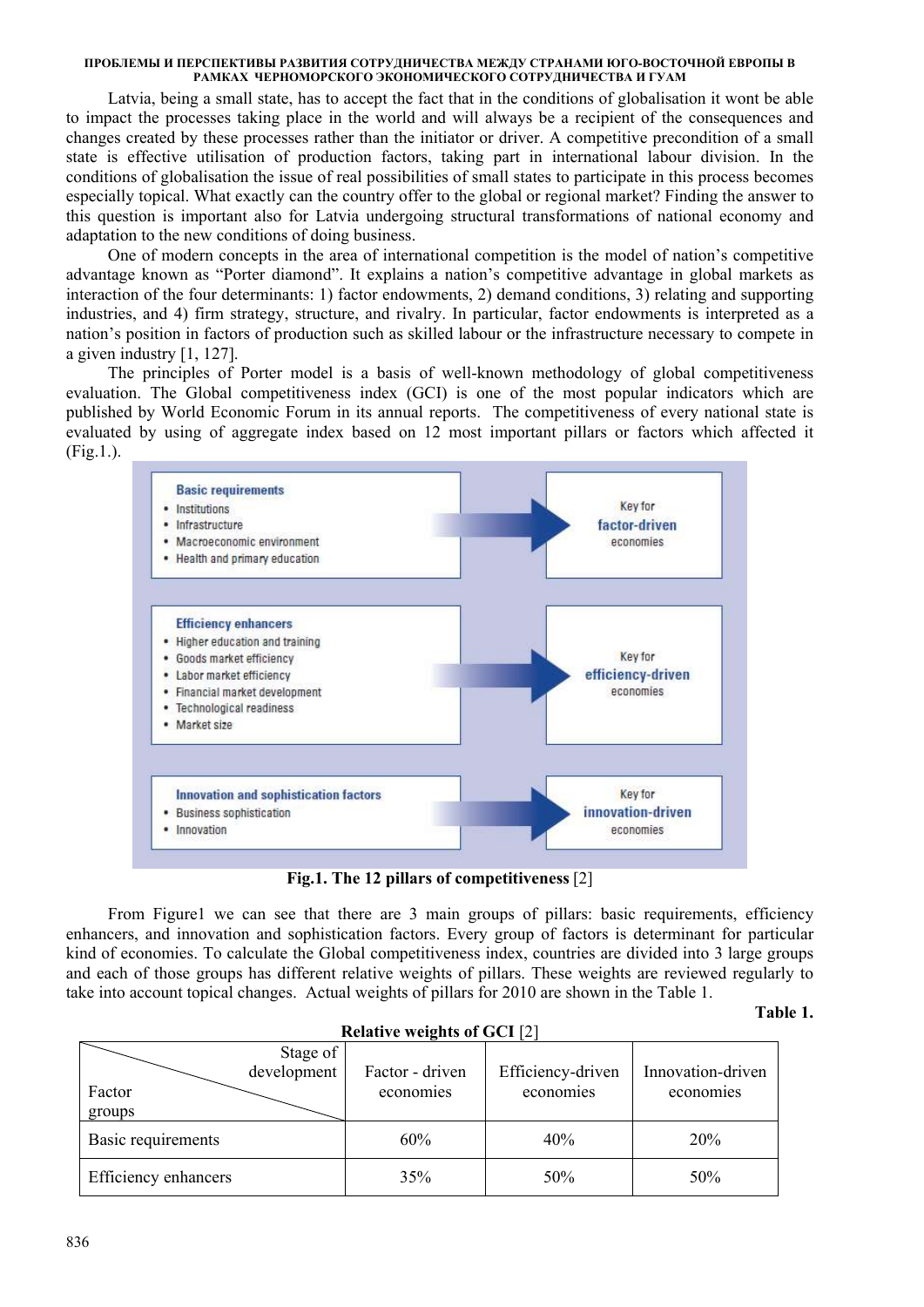Latvia, being a small state, has to accept the fact that in the conditions of globalisation it wont be able to impact the processes taking place in the world and will always be a recipient of the consequences and changes created by these processes rather than the initiator or driver. A competitive precondition of a small state is effective utilisation of production factors, taking part in international labour division. In the conditions of globalisation the issue of real possibilities of small states to participate in this process becomes especially topical. What exactly can the country offer to the global or regional market? Finding the answer to this question is important also for Latvia undergoing structural transformations of national economy and adaptation to the new conditions of doing business.

One of modern concepts in the area of international competition is the model of nation's competitive advantage known as "Porter diamond". It explains a nation's competitive advantage in global markets as interaction of the four determinants: 1) factor endowments, 2) demand conditions, 3) relating and supporting industries, and 4) firm strategy, structure, and rivalry. In particular, factor endowments is interpreted as a nation's position in factors of production such as skilled labour or the infrastructure necessary to compete in a given industry [1, 127].

The principles of Porter model is a basis of well-known methodology of global competitiveness evaluation. The Global competitiveness index (GCI) is one of the most popular indicators which are published by World Economic Forum in its annual reports. The competitiveness of every national state is evaluated by using of aggregate index based on 12 most important pillars or factors which affected it (Fig.1.).

**Basic requirements**
- Institutions
- Infrastructure
- Macroeconomic environment
- Health and primary education

→ Key for **factor-driven** economies

**Efficiency enhancers**
- Higher education and training
- Goods market efficiency
- Labor market efficiency
- Financial market development
- Technological readiness
- Market size

→ Key for **efficiency-driven** economies

**Innovation and sophistication factors**
- Business sophistication
- Innovation

→ Key for **innovation-driven** economies

**Fig.1. The 12 pillars of competitiveness** [2]

From Figure1 we can see that there are 3 main groups of pillars: basic requirements, efficiency enhancers, and innovation and sophistication factors. Every group of factors is determinant for particular kind of economies. To calculate the Global competitiveness index, countries are divided into 3 large groups and each of those groups has different relative weights of pillars. These weights are reviewed regularly to take into account topical changes. Actual weights of pillars for 2010 are shown in the Table 1.

**Table 1.**

**Relative weights of GCI** [2]

| Factor groups \ Stage of development | Factor - driven economies | Efficiency-driven economies | Innovation-driven economies |
|---|---|---|---|
| Basic requirements | 60% | 40% | 20% |
| Efficiency enhancers | 35% | 50% | 50% |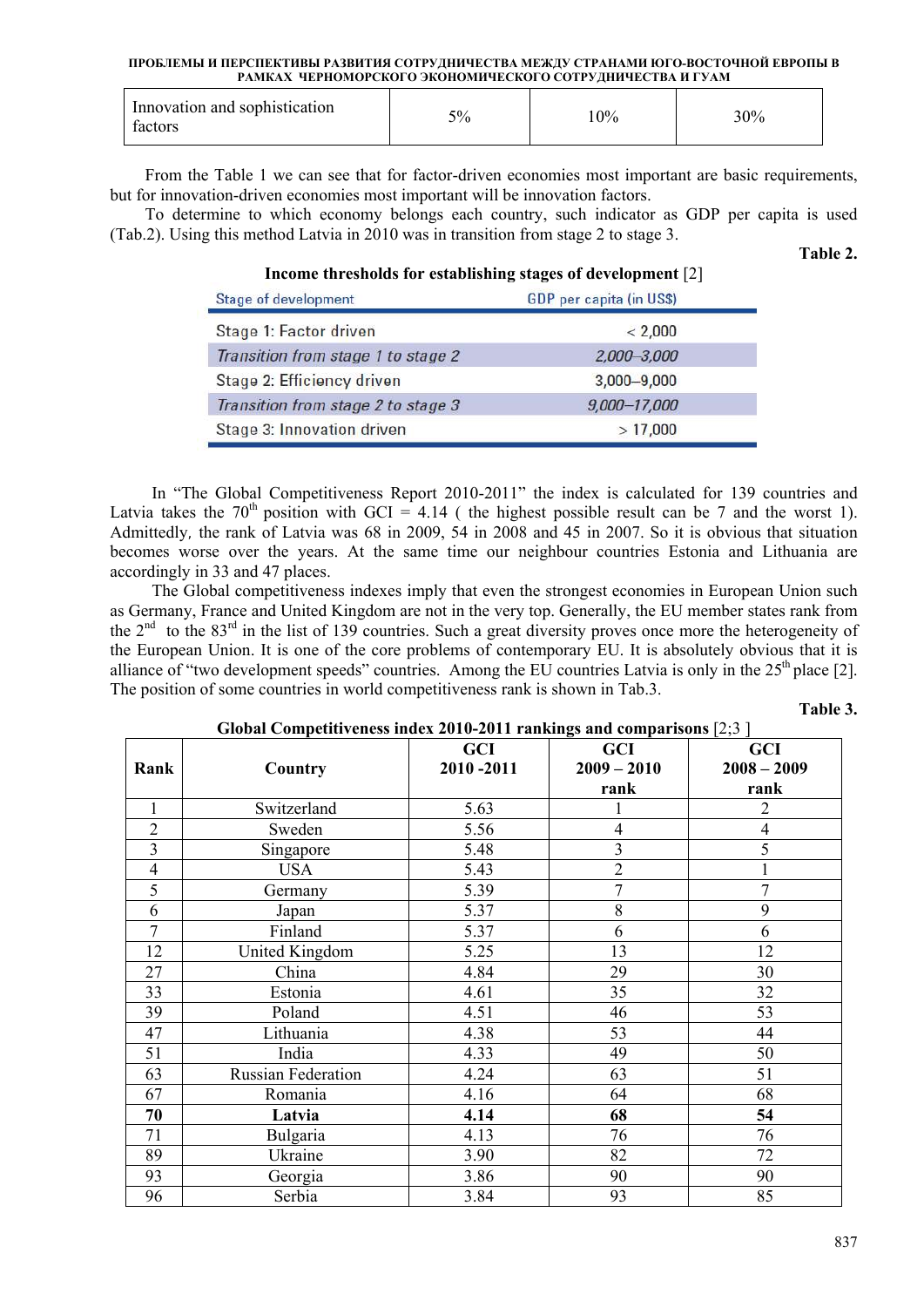| Innovation and sophistication factors | 5% | 10% | 30% |
|---|---|---|---|

From the Table 1 we can see that for factor-driven economies most important are basic requirements, but for innovation-driven economies most important will be innovation factors.

To determine to which economy belongs each country, such indicator as GDP per capita is used (Tab.2). Using this method Latvia in 2010 was in transition from stage 2 to stage 3.

**Table 2.**

**Income thresholds for establishing stages of development** [2]

| Stage of development | GDP per capita (in US$) |
|---|---|
| Stage 1: Factor driven | < 2,000 |
| *Transition from stage 1 to stage 2* | *2,000–3,000* |
| Stage 2: Efficiency driven | 3,000–9,000 |
| *Transition from stage 2 to stage 3* | *9,000–17,000* |
| Stage 3: Innovation driven | > 17,000 |

In "The Global Competitiveness Report 2010-2011" the index is calculated for 139 countries and Latvia takes the 70th position with GCI = 4.14 ( the highest possible result can be 7 and the worst 1). Admittedly, the rank of Latvia was 68 in 2009, 54 in 2008 and 45 in 2007. So it is obvious that situation becomes worse over the years. At the same time our neighbour countries Estonia and Lithuania are accordingly in 33 and 47 places.

The Global competitiveness indexes imply that even the strongest economies in European Union such as Germany, France and United Kingdom are not in the very top. Generally, the EU member states rank from the 2nd to the 83rd in the list of 139 countries. Such a great diversity proves once more the heterogeneity of the European Union. It is one of the core problems of contemporary EU. It is absolutely obvious that it is alliance of "two development speeds" countries. Among the EU countries Latvia is only in the 25th place [2]. The position of some countries in world competitiveness rank is shown in Tab.3.

**Table 3.**

**Global Competitiveness index 2010-2011 rankings and comparisons** [2;3 ]

| Rank | Country | GCI 2010 -2011 | GCI 2009 – 2010 rank | GCI 2008 – 2009 rank |
|---|---|---|---|---|
| 1 | Switzerland | 5.63 | 1 | 2 |
| 2 | Sweden | 5.56 | 4 | 4 |
| 3 | Singapore | 5.48 | 3 | 5 |
| 4 | USA | 5.43 | 2 | 1 |
| 5 | Germany | 5.39 | 7 | 7 |
| 6 | Japan | 5.37 | 8 | 9 |
| 7 | Finland | 5.37 | 6 | 6 |
| 12 | United Kingdom | 5.25 | 13 | 12 |
| 27 | China | 4.84 | 29 | 30 |
| 33 | Estonia | 4.61 | 35 | 32 |
| 39 | Poland | 4.51 | 46 | 53 |
| 47 | Lithuania | 4.38 | 53 | 44 |
| 51 | India | 4.33 | 49 | 50 |
| 63 | Russian Federation | 4.24 | 63 | 51 |
| 67 | Romania | 4.16 | 64 | 68 |
| **70** | **Latvia** | **4.14** | **68** | **54** |
| 71 | Bulgaria | 4.13 | 76 | 76 |
| 89 | Ukraine | 3.90 | 82 | 72 |
| 93 | Georgia | 3.86 | 90 | 90 |
| 96 | Serbia | 3.84 | 93 | 85 |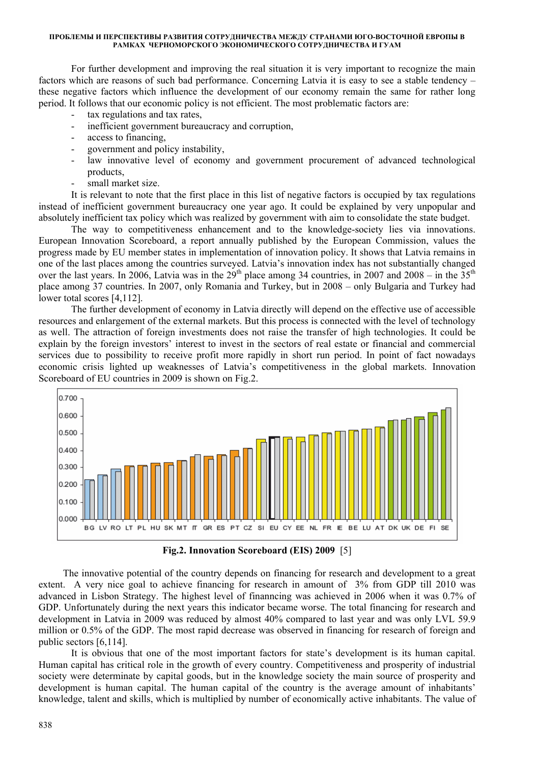For further development and improving the real situation it is very important to recognize the main factors which are reasons of such bad performance. Concerning Latvia it is easy to see a stable tendency – these negative factors which influence the development of our economy remain the same for rather long period. It follows that our economic policy is not efficient. The most problematic factors are:

- tax regulations and tax rates,
- inefficient government bureaucracy and corruption,
- access to financing,
- government and policy instability,
- law innovative level of economy and government procurement of advanced technological products,
- small market size.

It is relevant to note that the first place in this list of negative factors is occupied by tax regulations instead of inefficient government bureaucracy one year ago. It could be explained by very unpopular and absolutely inefficient tax policy which was realized by government with aim to consolidate the state budget.

The way to competitiveness enhancement and to the knowledge-society lies via innovations. European Innovation Scoreboard, a report annually published by the European Commission, values the progress made by EU member states in implementation of innovation policy. It shows that Latvia remains in one of the last places among the countries surveyed. Latvia's innovation index has not substantially changed over the last years. In 2006, Latvia was in the 29th place among 34 countries, in 2007 and 2008 – in the 35th place among 37 countries. In 2007, only Romania and Turkey, but in 2008 – only Bulgaria and Turkey had lower total scores [4,112].

The further development of economy in Latvia directly will depend on the effective use of accessible resources and enlargement of the external markets. But this process is connected with the level of technology as well. The attraction of foreign investments does not raise the transfer of high technologies. It could be explain by the foreign investors' interest to invest in the sectors of real estate or financial and commercial services due to possibility to receive profit more rapidly in short run period. In point of fact nowadays economic crisis lighted up weaknesses of Latvia's competitiveness in the global markets. Innovation Scoreboard of EU countries in 2009 is shown on Fig.2.

**Fig.2. Innovation Scoreboard (EIS) 2009** [5]

The innovative potential of the country depends on financing for research and development to a great extent. A very nice goal to achieve financing for research in amount of 3% from GDP till 2010 was advanced in Lisbon Strategy. The highest level of finanncing was achieved in 2006 when it was 0.7% of GDP. Unfortunately during the next years this indicator became worse. The total financing for research and development in Latvia in 2009 was reduced by almost 40% compared to last year and was only LVL 59.9 million or 0.5% of the GDP. The most rapid decrease was observed in financing for research of foreign and public sectors [6,114].

It is obvious that one of the most important factors for state's development is its human capital. Human capital has critical role in the growth of every country. Competitiveness and prosperity of industrial society were determinate by capital goods, but in the knowledge society the main source of prosperity and development is human capital. The human capital of the country is the average amount of inhabitants' knowledge, talent and skills, which is multiplied by number of economically active inhabitants. The value of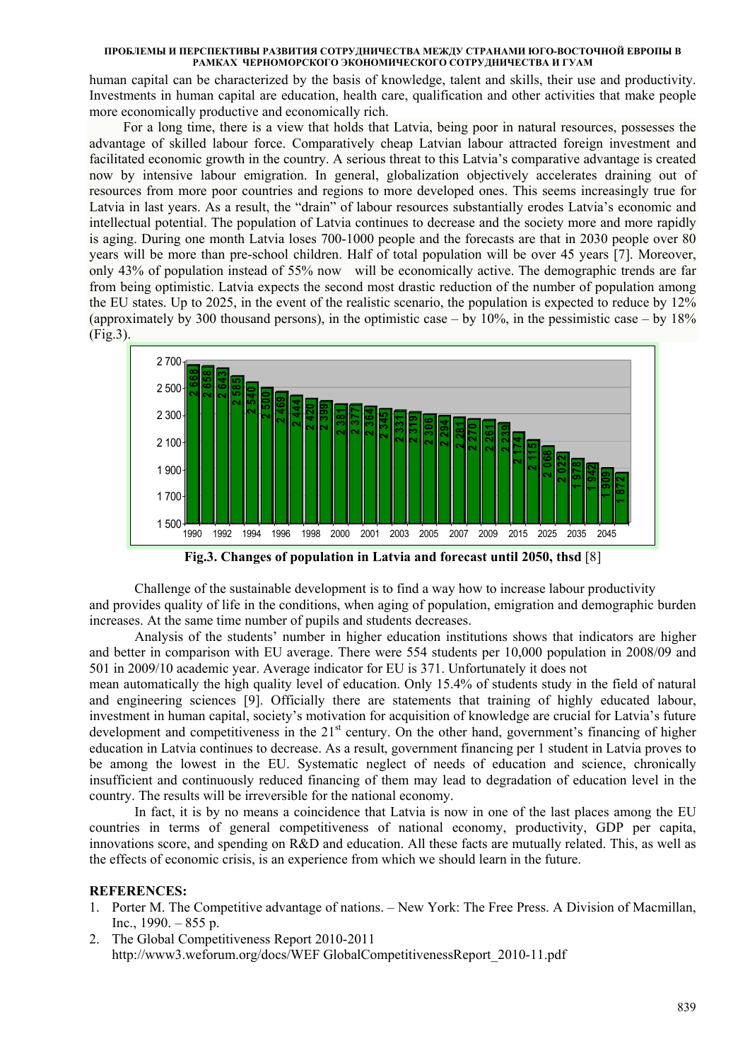human capital can be characterized by the basis of knowledge, talent and skills, their use and productivity. Investments in human capital are education, health care, qualification and other activities that make people more economically productive and economically rich.

For a long time, there is a view that holds that Latvia, being poor in natural resources, possesses the advantage of skilled labour force. Comparatively cheap Latvian labour attracted foreign investment and facilitated economic growth in the country. A serious threat to this Latvia's comparative advantage is created now by intensive labour emigration. In general, globalization objectively accelerates draining out of resources from more poor countries and regions to more developed ones. This seems increasingly true for Latvia in last years. As a result, the "drain" of labour resources substantially erodes Latvia's economic and intellectual potential. The population of Latvia continues to decrease and the society more and more rapidly is aging. During one month Latvia loses 700-1000 people and the forecasts are that in 2030 people over 80 years will be more than pre-school children. Half of total population will be over 45 years [7]. Moreover, only 43% of population instead of 55% now will be economically active. The demographic trends are far from being optimistic. Latvia expects the second most drastic reduction of the number of population among the EU states. Up to 2025, in the event of the realistic scenario, the population is expected to reduce by 12% (approximately by 300 thousand persons), in the optimistic case – by 10%, in the pessimistic case – by 18% (Fig.3).

**Fig.3. Changes of population in Latvia and forecast until 2050, thsd** [8]

Challenge of the sustainable development is to find a way how to increase labour productivity and provides quality of life in the conditions, when aging of population, emigration and demographic burden increases. At the same time number of pupils and students decreases.

Analysis of the students' number in higher education institutions shows that indicators are higher and better in comparison with EU average. There were 554 students per 10,000 population in 2008/09 and 501 in 2009/10 academic year. Average indicator for EU is 371. Unfortunately it does not mean automatically the high quality level of education. Only 15.4% of students study in the field of natural and engineering sciences [9]. Officially there are statements that training of highly educated labour, investment in human capital, society's motivation for acquisition of knowledge are crucial for Latvia's future development and competitiveness in the 21st century. On the other hand, government's financing of higher education in Latvia continues to decrease. As a result, government financing per 1 student in Latvia proves to be among the lowest in the EU. Systematic neglect of needs of education and science, chronically insufficient and continuously reduced financing of them may lead to degradation of education level in the country. The results will be irreversible for the national economy.

In fact, it is by no means a coincidence that Latvia is now in one of the last places among the EU countries in terms of general competitiveness of national economy, productivity, GDP per capita, innovations score, and spending on R&D and education. All these facts are mutually related. This, as well as the effects of economic crisis, is an experience from which we should learn in the future.

## REFERENCES:

1. Porter M. The Competitive advantage of nations. – New York: The Free Press. A Division of Macmillan, Inc., 1990. – 855 p.
2. The Global Competitiveness Report 2010-2011 http://www3.weforum.org/docs/WEF GlobalCompetitivenessReport_2010-11.pdf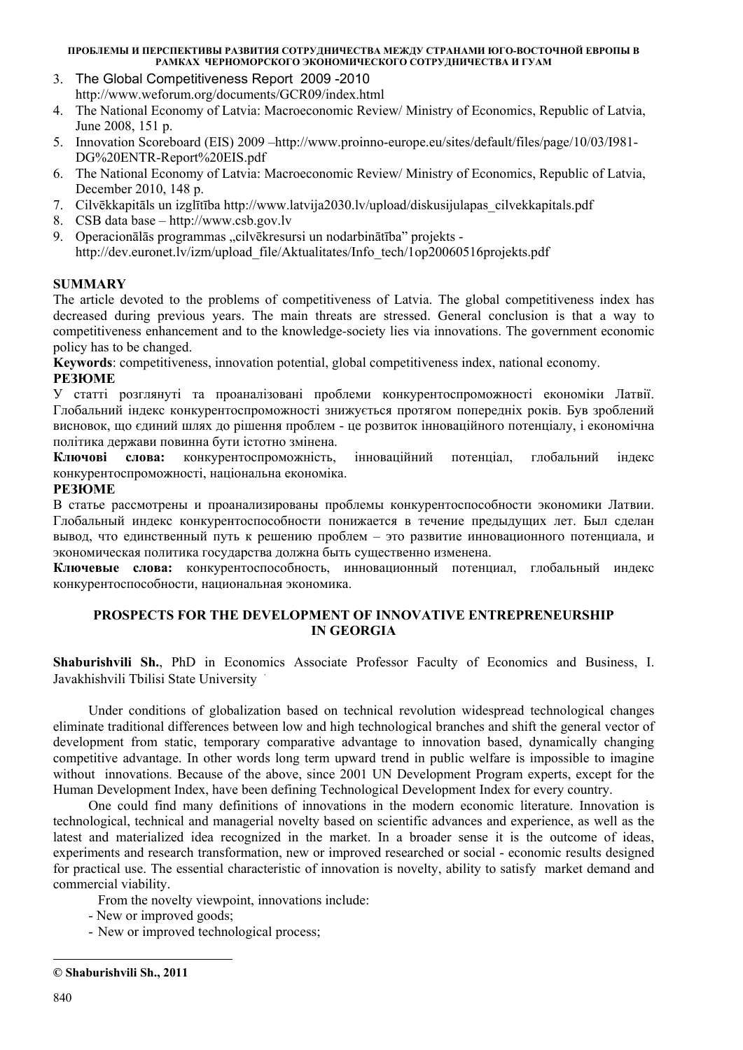3. The Global Competitiveness Report 2009 -2010 http://www.weforum.org/documents/GCR09/index.html
4. The National Economy of Latvia: Macroeconomic Review/ Ministry of Economics, Republic of Latvia, June 2008, 151 p.
5. Innovation Scoreboard (EIS) 2009 –http://www.proinno-europe.eu/sites/default/files/page/10/03/I981-DG%20ENTR-Report%20EIS.pdf
6. The National Economy of Latvia: Macroeconomic Review/ Ministry of Economics, Republic of Latvia, December 2010, 148 p.
7. Cilvēkkapitāls un izglītība http://www.latvija2030.lv/upload/diskusijulapas_cilvekkapitals.pdf
8. CSB data base – http://www.csb.gov.lv
9. Operacionālās programmas „cilvēkresursi un nodarbinātība" projekts - http://dev.euronet.lv/izm/upload_file/Aktualitates/Info_tech/1op20060516projekts.pdf

**SUMMARY**

The article devoted to the problems of competitiveness of Latvia. The global competitiveness index has decreased during previous years. The main threats are stressed. General conclusion is that a way to competitiveness enhancement and to the knowledge-society lies via innovations. The government economic policy has to be changed.

**Keywords**: competitiveness, innovation potential, global competitiveness index, national economy.

**РЕЗЮМЕ**

У статті розглянуті та проаналізовані проблеми конкурентоспроможності економіки Латвії. Глобальний індекс конкурентоспроможності знижується протягом попередніх років. Був зроблений висновок, що єдиний шлях до рішення проблем - це розвиток інноваційного потенціалу, і економічна політика держави повинна бути істотно змінена.

**Ключові слова:** конкурентоспроможність, інноваційний потенціал, глобальний індекс конкурентоспроможності, національна економіка.

**РЕЗЮМЕ**

В статье рассмотрены и проанализированы проблемы конкурентоспособности экономики Латвии. Глобальный индекс конкурентоспособности понижается в течение предыдущих лет. Был сделан вывод, что единственный путь к решению проблем – это развитие инновационного потенциала, и экономическая политика государства должна быть существенно изменена.

**Ключевые слова:** конкурентоспособность, инновационный потенциал, глобальный индекс конкурентоспособности, национальная экономика.

## PROSPECTS FOR THE DEVELOPMENT OF INNOVATIVE ENTREPRENEURSHIP IN GEORGIA

**Shaburishvili Sh.**, PhD in Economics Associate Professor Faculty of Economics and Business, I. Javakhishvili Tbilisi State University

Under conditions of globalization based on technical revolution widespread technological changes eliminate traditional differences between low and high technological branches and shift the general vector of development from static, temporary comparative advantage to innovation based, dynamically changing competitive advantage. In other words long term upward trend in public welfare is impossible to imagine without innovations. Because of the above, since 2001 UN Development Program experts, except for the Human Development Index, have been defining Technological Development Index for every country.

One could find many definitions of innovations in the modern economic literature. Innovation is technological, technical and managerial novelty based on scientific advances and experience, as well as the latest and materialized idea recognized in the market. In a broader sense it is the outcome of ideas, experiments and research transformation, new or improved researched or social - economic results designed for practical use. The essential characteristic of innovation is novelty, ability to satisfy market demand and commercial viability.

From the novelty viewpoint, innovations include:

- New or improved goods;
- New or improved technological process;

© Shaburishvili Sh., 2011